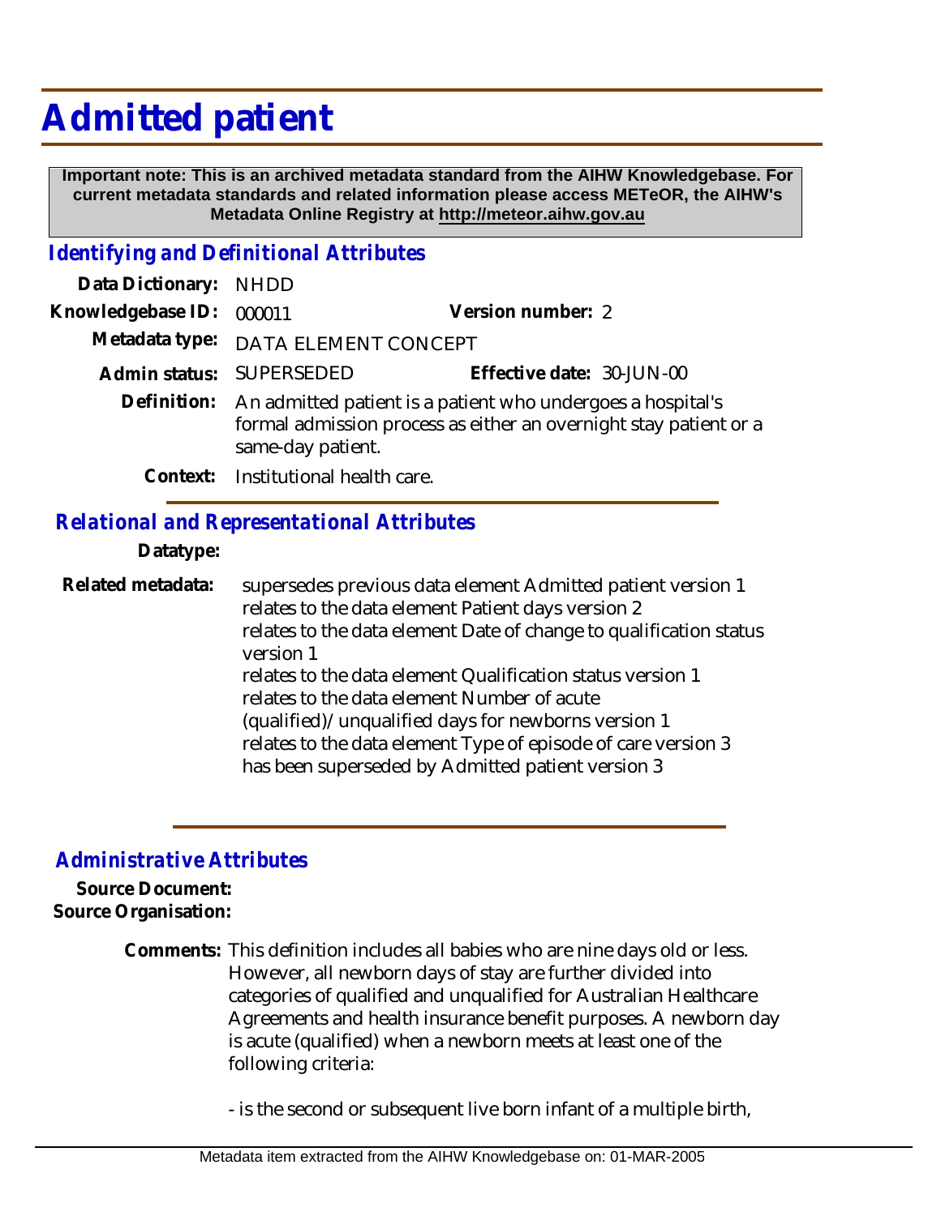# Admitted patient

**Important note: This is an archived metadata standard from the AIHW Knowledgebase. For current metadata standards and related information please access METeOR, the AIHW's Metadata Online Registry at http://meteor.aihw.gov.au**

## *Identifying and Definitional Attributes*

**Data Dictionary:** NHDD

**Knowledgebase ID:** 000011

**Version number:** 2

**Metadata type:** DATA ELEMENT CONCEPT

**Admin status:** SUPERSEDED

**Effective date:** 30-JUN-00

**Definition:** An admitted patient is a patient who undergoes a hospital's formal admission process as either an overnight stay patient or a same-day patient.

**Context:** Institutional health care.

## *Relational and Representational Attributes*

**Datatype:**

**Related metadata:**
supersedes previous data element Admitted patient version 1
relates to the data element Patient days version 2
relates to the data element Date of change to qualification status version 1
relates to the data element Qualification status version 1
relates to the data element Number of acute (qualified)/unqualified days for newborns version 1
relates to the data element Type of episode of care version 3
has been superseded by Admitted patient version 3

## *Administrative Attributes*

**Source Document:**

**Source Organisation:**

**Comments:** This definition includes all babies who are nine days old or less. However, all newborn days of stay are further divided into categories of qualified and unqualified for Australian Healthcare Agreements and health insurance benefit purposes. A newborn day is acute (qualified) when a newborn meets at least one of the following criteria:

- is the second or subsequent live born infant of a multiple birth,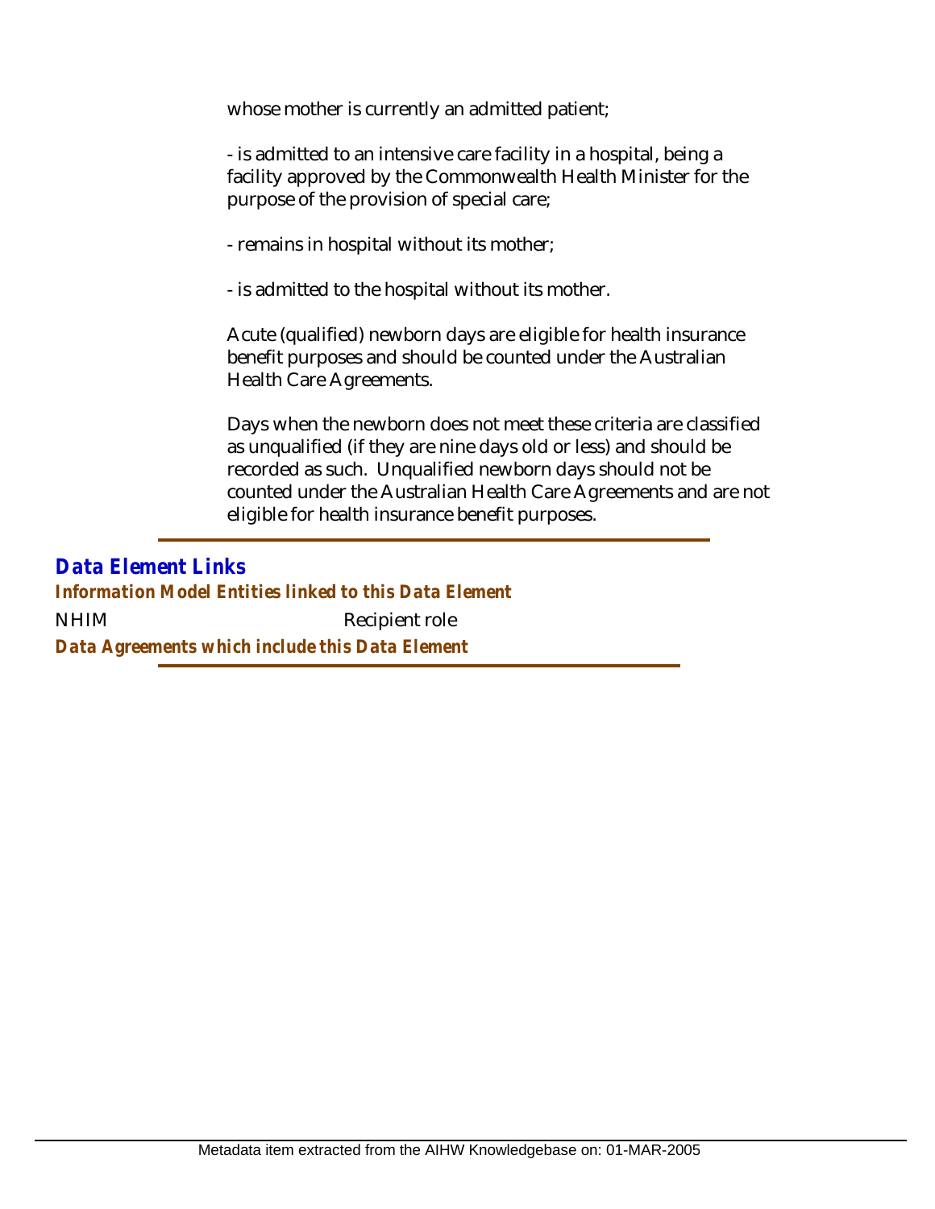whose mother is currently an admitted patient;

- is admitted to an intensive care facility in a hospital, being a facility approved by the Commonwealth Health Minister for the purpose of the provision of special care;

- remains in hospital without its mother;

- is admitted to the hospital without its mother.

Acute (qualified) newborn days are eligible for health insurance benefit purposes and should be counted under the Australian Health Care Agreements.

Days when the newborn does not meet these criteria are classified as unqualified (if they are nine days old or less) and should be recorded as such. Unqualified newborn days should not be counted under the Australian Health Care Agreements and are not eligible for health insurance benefit purposes.

---

## Data Element Links

### Information Model Entities linked to this Data Element

| | |
|---|---|
| NHIM | Recipient role |

### Data Agreements which include this Data Element

---

Metadata item extracted from the AIHW Knowledgebase on: 01-MAR-2005